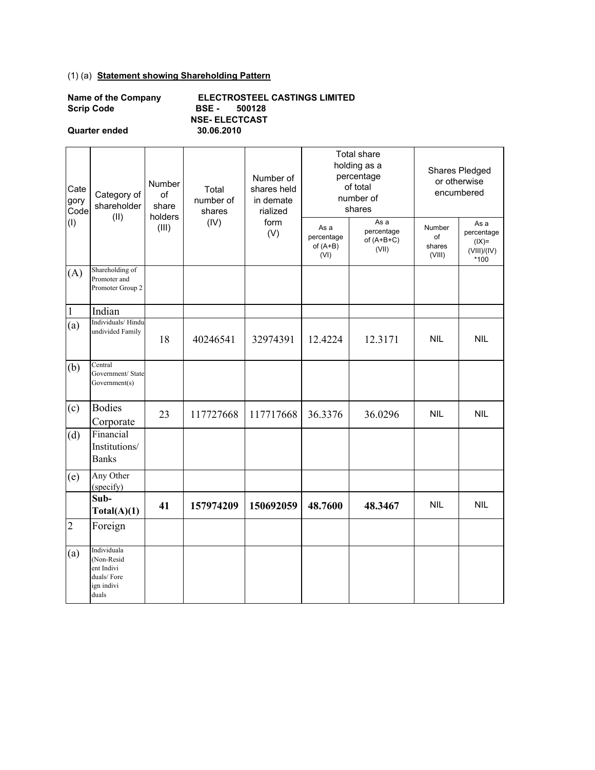(1) (a) **Statement showing Shareholding Pattern**

**Name of the Company** **ELECTROSTEEL CASTINGS LIMITED**
**Scrip Code** **BSE - 500128**
**NSE- ELECTCAST**
**Quarter ended** **30.06.2010**

| Category Code (I) | Category of shareholder (II) | Number of share holders (III) | Total number of shares (IV) | Number of shares held in dematerialized form (V) | Total shareholding as a percentage of total number of shares | | Shares Pledged or otherwise encumbered | |
|---|---|---|---|---|---|---|---|---|
| | | | | | As a percentage of (A+B) (VI) | As a percentage of (A+B+C) (VII) | Number of shares (VIII) | As a percentage (IX)= (VIII)/(IV) *100 |
| (A) | Shareholding of Promoter and Promoter Group 2 | | | | | | | |
| 1 | Indian | | | | | | | |
| (a) | Individuals/ Hindu undivided Family | 18 | 40246541 | 32974391 | 12.4224 | 12.3171 | NIL | NIL |
| (b) | Central Government/ State Government(s) | | | | | | | |
| (c) | Bodies Corporate | 23 | 117727668 | 117717668 | 36.3376 | 36.0296 | NIL | NIL |
| (d) | Financial Institutions/ Banks | | | | | | | |
| (e) | Any Other (specify) | | | | | | | |
| | **Sub-Total(A)(1)** | **41** | **157974209** | **150692059** | **48.7600** | **48.3467** | NIL | NIL |
| 2 | Foreign | | | | | | | |
| (a) | Individuala (Non-Resident Individuals/ Foreign individuals | | | | | | | |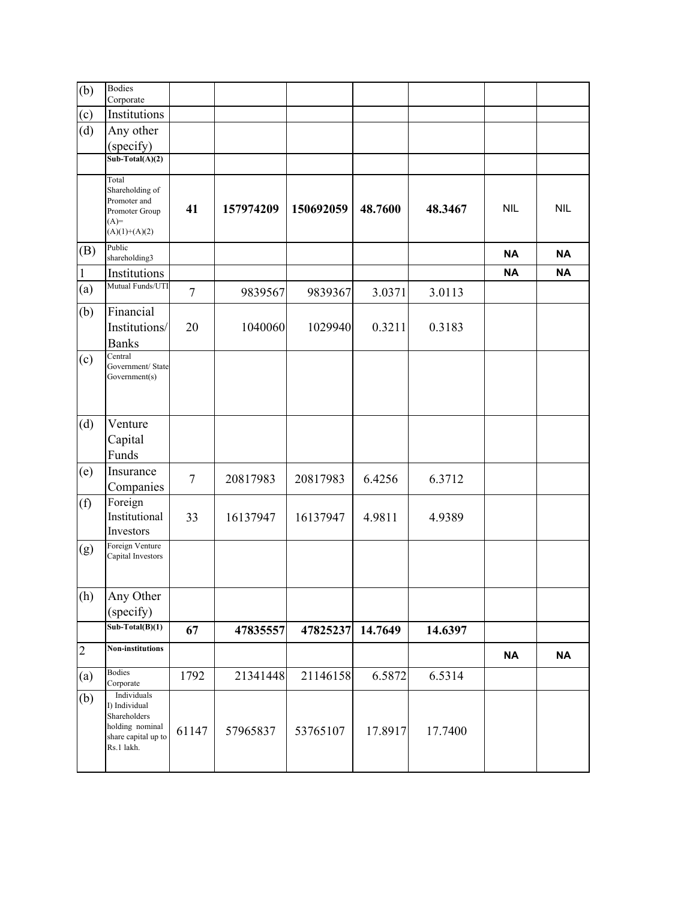| | | | | | | | | |
|---|---|---|---|---|---|---|---|---|
| (b) | Bodies Corporate | | | | | | | |
| (c) | Institutions | | | | | | | |
| (d) | Any other (specify) | | | | | | | |
| | **Sub-Total(A)(2)** | | | | | | | |
| | Total Shareholding of Promoter and Promoter Group (A)= (A)(1)+(A)(2) | **41** | **157974209** | **150692059** | **48.7600** | **48.3467** | NIL | NIL |
| (B) | Public shareholding3 | | | | | | **NA** | **NA** |
| 1 | Institutions | | | | | | **NA** | **NA** |
| (a) | Mutual Funds/UTI | 7 | 9839567 | 9839367 | 3.0371 | 3.0113 | | |
| (b) | Financial Institutions/ Banks | 20 | 1040060 | 1029940 | 0.3211 | 0.3183 | | |
| (c) | Central Government/ State Government(s) | | | | | | | |
| (d) | Venture Capital Funds | | | | | | | |
| (e) | Insurance Companies | 7 | 20817983 | 20817983 | 6.4256 | 6.3712 | | |
| (f) | Foreign Institutional Investors | 33 | 16137947 | 16137947 | 4.9811 | 4.9389 | | |
| (g) | Foreign Venture Capital Investors | | | | | | | |
| (h) | Any Other (specify) | | | | | | | |
| | **Sub-Total(B)(1)** | **67** | **47835557** | **47825237** | **14.7649** | **14.6397** | | |
| 2 | **Non-institutions** | | | | | | **NA** | **NA** |
| (a) | Bodies Corporate | 1792 | 21341448 | 21146158 | 6.5872 | 6.5314 | | |
| (b) | Individuals I) Individual Shareholders holding nominal share capital up to Rs.1 lakh. | 61147 | 57965837 | 53765107 | 17.8917 | 17.7400 | | |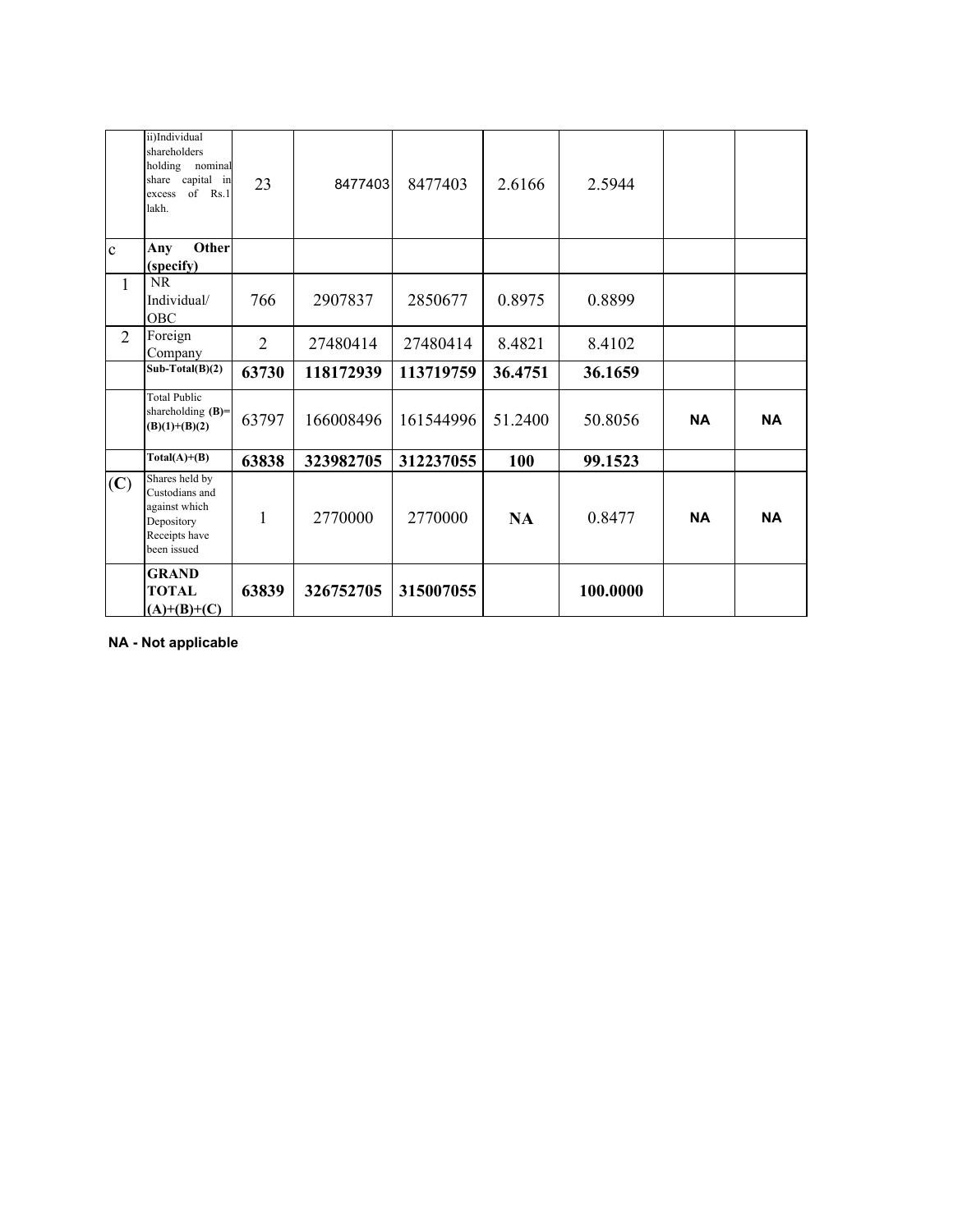| | | | | | | | | |
|---|---|---|---|---|---|---|---|---|
| | ii)Individual shareholders holding nominal share capital in excess of Rs.1 lakh. | 23 | 8477403 | 8477403 | 2.6166 | 2.5944 | | |
| c | **Any Other (specify)** | | | | | | | |
| 1 | NR Individual/ OBC | 766 | 2907837 | 2850677 | 0.8975 | 0.8899 | | |
| 2 | Foreign Company | 2 | 27480414 | 27480414 | 8.4821 | 8.4102 | | |
| | **Sub-Total(B)(2)** | **63730** | **118172939** | **113719759** | **36.4751** | **36.1659** | | |
| | Total Public shareholding **(B)= (B)(1)+(B)(2)** | 63797 | 166008496 | 161544996 | 51.2400 | 50.8056 | **NA** | **NA** |
| | **Total(A)+(B)** | **63838** | **323982705** | **312237055** | **100** | **99.1523** | | |
| **(C)** | Shares held by Custodians and against which Depository Receipts have been issued | 1 | 2770000 | 2770000 | **NA** | 0.8477 | **NA** | **NA** |
| | **GRAND TOTAL (A)+(B)+(C)** | **63839** | **326752705** | **315007055** | | **100.0000** | | |

**NA - Not applicable**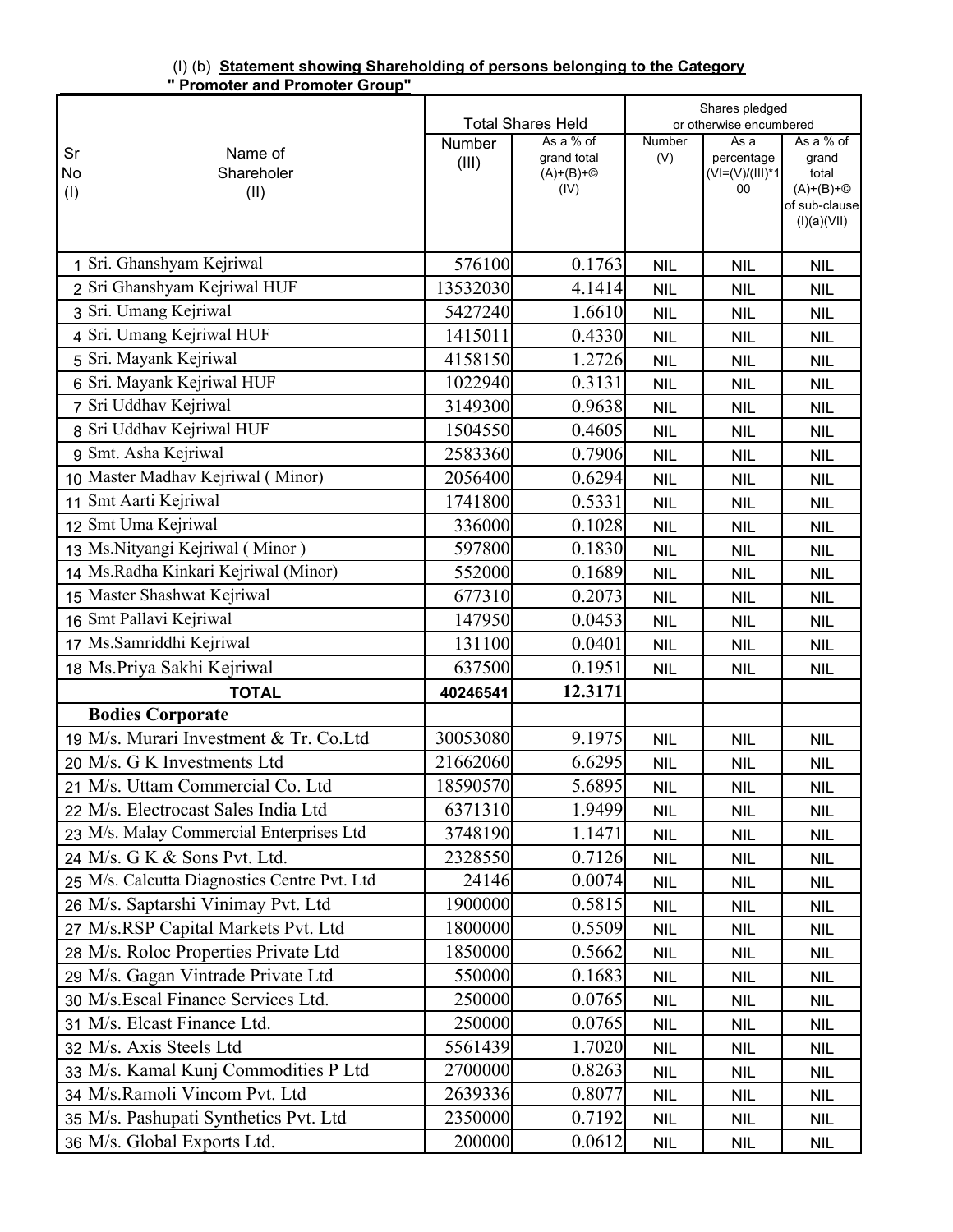(I) (b) **Statement showing Shareholding of persons belonging to the Category " Promoter and Promoter Group"**

| Sr No (I) | Name of Shareholer (II) | Total Shares Held | | Shares pledged or otherwise encumbered | | |
|---|---|---|---|---|---|---|
| | | Number (III) | As a % of grand total (A)+(B)+© (IV) | Number (V) | As a percentage (VI=(V)/(III)*100 | As a % of grand total (A)+(B)+© of sub-clause (I)(a)(VII) |
| 1 | Sri. Ghanshyam Kejriwal | 576100 | 0.1763 | NIL | NIL | NIL |
| 2 | Sri Ghanshyam Kejriwal HUF | 13532030 | 4.1414 | NIL | NIL | NIL |
| 3 | Sri. Umang Kejriwal | 5427240 | 1.6610 | NIL | NIL | NIL |
| 4 | Sri. Umang Kejriwal HUF | 1415011 | 0.4330 | NIL | NIL | NIL |
| 5 | Sri. Mayank Kejriwal | 4158150 | 1.2726 | NIL | NIL | NIL |
| 6 | Sri. Mayank Kejriwal HUF | 1022940 | 0.3131 | NIL | NIL | NIL |
| 7 | Sri Uddhav Kejriwal | 3149300 | 0.9638 | NIL | NIL | NIL |
| 8 | Sri Uddhav Kejriwal HUF | 1504550 | 0.4605 | NIL | NIL | NIL |
| 9 | Smt. Asha Kejriwal | 2583360 | 0.7906 | NIL | NIL | NIL |
| 10 | Master Madhav Kejriwal ( Minor) | 2056400 | 0.6294 | NIL | NIL | NIL |
| 11 | Smt Aarti Kejriwal | 1741800 | 0.5331 | NIL | NIL | NIL |
| 12 | Smt Uma Kejriwal | 336000 | 0.1028 | NIL | NIL | NIL |
| 13 | Ms.Nityangi Kejriwal ( Minor ) | 597800 | 0.1830 | NIL | NIL | NIL |
| 14 | Ms.Radha Kinkari Kejriwal (Minor) | 552000 | 0.1689 | NIL | NIL | NIL |
| 15 | Master Shashwat Kejriwal | 677310 | 0.2073 | NIL | NIL | NIL |
| 16 | Smt Pallavi Kejriwal | 147950 | 0.0453 | NIL | NIL | NIL |
| 17 | Ms.Samriddhi Kejriwal | 131100 | 0.0401 | NIL | NIL | NIL |
| 18 | Ms.Priya Sakhi Kejriwal | 637500 | 0.1951 | NIL | NIL | NIL |
| | **TOTAL** | **40246541** | **12.3171** | | | |
| | **Bodies Corporate** | | | | | |
| 19 | M/s. Murari Investment & Tr. Co.Ltd | 30053080 | 9.1975 | NIL | NIL | NIL |
| 20 | M/s. G K Investments Ltd | 21662060 | 6.6295 | NIL | NIL | NIL |
| 21 | M/s. Uttam Commercial Co. Ltd | 18590570 | 5.6895 | NIL | NIL | NIL |
| 22 | M/s. Electrocast Sales India Ltd | 6371310 | 1.9499 | NIL | NIL | NIL |
| 23 | M/s. Malay Commercial Enterprises Ltd | 3748190 | 1.1471 | NIL | NIL | NIL |
| 24 | M/s. G K & Sons Pvt. Ltd. | 2328550 | 0.7126 | NIL | NIL | NIL |
| 25 | M/s. Calcutta Diagnostics Centre Pvt. Ltd | 24146 | 0.0074 | NIL | NIL | NIL |
| 26 | M/s. Saptarshi Vinimay Pvt. Ltd | 1900000 | 0.5815 | NIL | NIL | NIL |
| 27 | M/s.RSP Capital Markets Pvt. Ltd | 1800000 | 0.5509 | NIL | NIL | NIL |
| 28 | M/s. Roloc Properties Private Ltd | 1850000 | 0.5662 | NIL | NIL | NIL |
| 29 | M/s. Gagan Vintrade Private Ltd | 550000 | 0.1683 | NIL | NIL | NIL |
| 30 | M/s.Escal Finance Services Ltd. | 250000 | 0.0765 | NIL | NIL | NIL |
| 31 | M/s. Elcast Finance Ltd. | 250000 | 0.0765 | NIL | NIL | NIL |
| 32 | M/s. Axis Steels Ltd | 5561439 | 1.7020 | NIL | NIL | NIL |
| 33 | M/s. Kamal Kunj Commodities P Ltd | 2700000 | 0.8263 | NIL | NIL | NIL |
| 34 | M/s.Ramoli Vincom Pvt. Ltd | 2639336 | 0.8077 | NIL | NIL | NIL |
| 35 | M/s. Pashupati Synthetics Pvt. Ltd | 2350000 | 0.7192 | NIL | NIL | NIL |
| 36 | M/s. Global Exports Ltd. | 200000 | 0.0612 | NIL | NIL | NIL |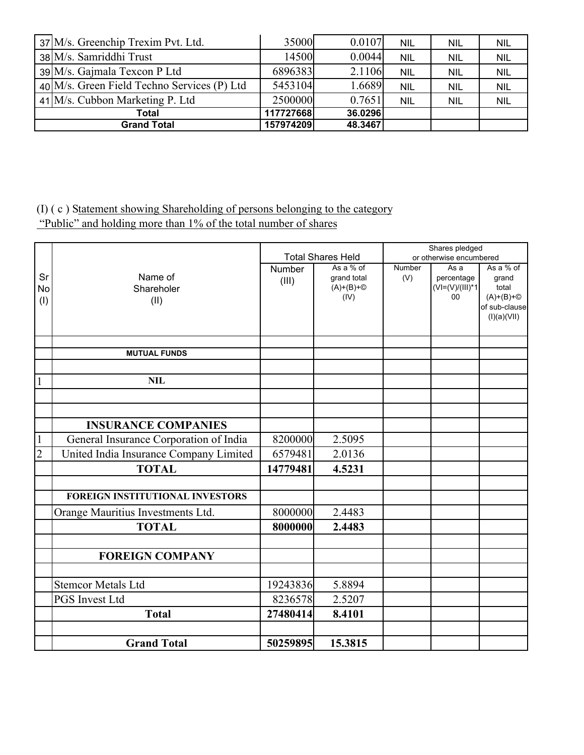| | | | | | | |
|---|---|---|---|---|---|---|
| 37 | M/s. Greenchip Trexim Pvt. Ltd. | 35000 | 0.0107 | NIL | NIL | NIL |
| 38 | M/s. Samriddhi Trust | 14500 | 0.0044 | NIL | NIL | NIL |
| 39 | M/s. Gajmala Texcon P Ltd | 6896383 | 2.1106 | NIL | NIL | NIL |
| 40 | M/s. Green Field Techno Services (P) Ltd | 5453104 | 1.6689 | NIL | NIL | NIL |
| 41 | M/s. Cubbon Marketing P. Ltd | 2500000 | 0.7651 | NIL | NIL | NIL |
| | **Total** | **117727668** | **36.0296** | | | |
| | **Grand Total** | **157974209** | **48.3467** | | | |

(I) ( c ) Statement showing Shareholding of persons belonging to the category "Public" and holding more than 1% of the total number of shares

| Sr No (I) | Name of Shareholer (II) | Total Shares Held | | Shares pledged or otherwise encumbered | | |
|---|---|---|---|---|---|---|
| | | Number (III) | As a % of grand total (A)+(B)+© (IV) | Number (V) | As a percentage (VI=(V)/(III)*100 | As a % of grand total (A)+(B)+© of sub-clause (I)(a)(VII) |
| | **MUTUAL FUNDS** | | | | | |
| 1 | **NIL** | | | | | |
| | **INSURANCE COMPANIES** | | | | | |
| 1 | General Insurance Corporation of India | 8200000 | 2.5095 | | | |
| 2 | United India Insurance Company Limited | 6579481 | 2.0136 | | | |
| | **TOTAL** | **14779481** | **4.5231** | | | |
| | **FOREIGN INSTITUTIONAL INVESTORS** | | | | | |
| | Orange Mauritius Investments Ltd. | 8000000 | 2.4483 | | | |
| | **TOTAL** | **8000000** | **2.4483** | | | |
| | **FOREIGN COMPANY** | | | | | |
| | Stemcor Metals Ltd | 19243836 | 5.8894 | | | |
| | PGS Invest Ltd | 8236578 | 2.5207 | | | |
| | **Total** | **27480414** | **8.4101** | | | |
| | **Grand Total** | **50259895** | **15.3815** | | | |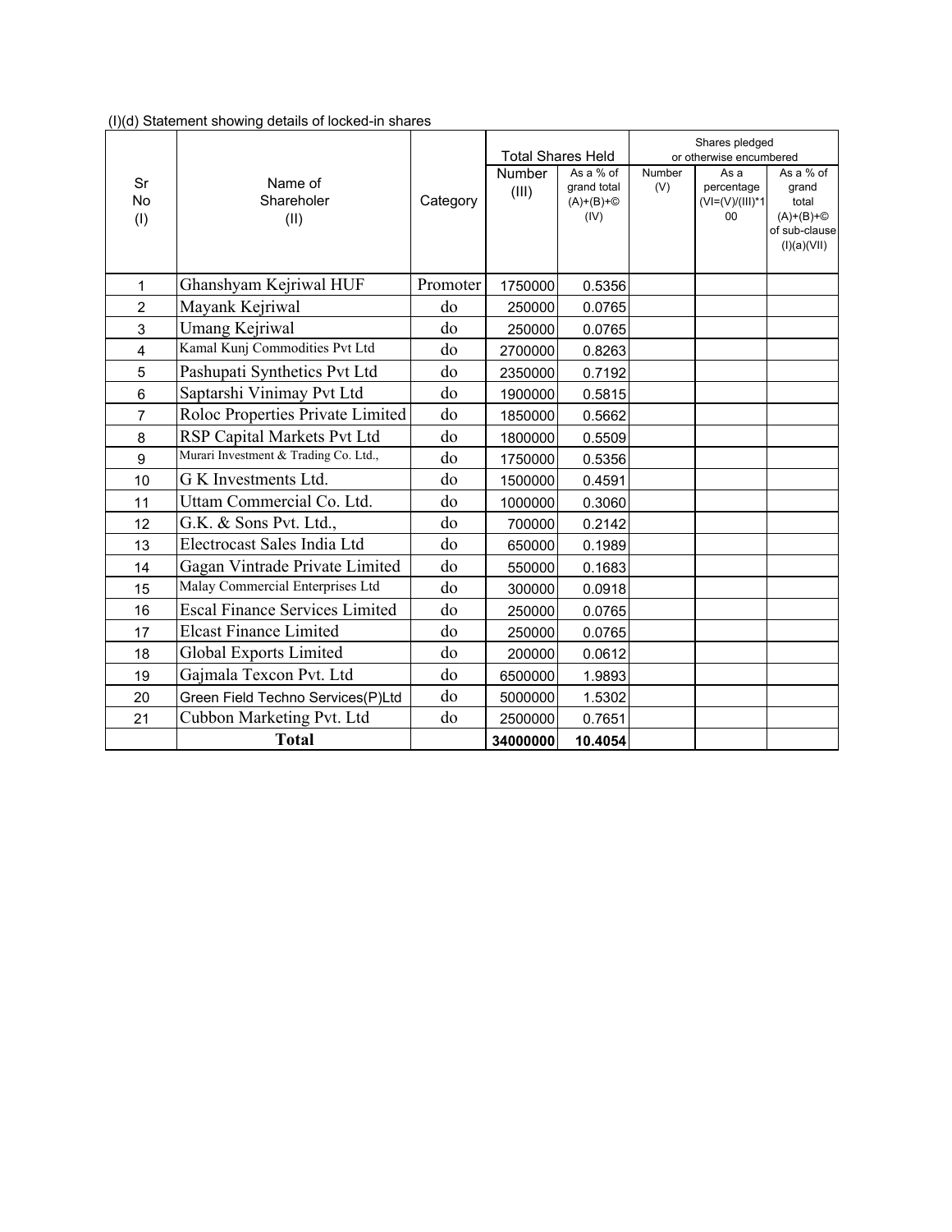(I)(d) Statement showing details of locked-in shares

| Sr No (I) | Name of Shareholer (II) | Category | Total Shares Held | | Shares pledged or otherwise encumbered | | |
|---|---|---|---|---|---|---|---|
| | | | Number (III) | As a % of grand total (A)+(B)+© (IV) | Number (V) | As a percentage (VI=(V)/(III)*100 | As a % of grand total (A)+(B)+© of sub-clause (I)(a)(VII) |
| 1 | Ghanshyam Kejriwal HUF | Promoter | 1750000 | 0.5356 | | | |
| 2 | Mayank Kejriwal | do | 250000 | 0.0765 | | | |
| 3 | Umang Kejriwal | do | 250000 | 0.0765 | | | |
| 4 | Kamal Kunj Commodities Pvt Ltd | do | 2700000 | 0.8263 | | | |
| 5 | Pashupati Synthetics Pvt Ltd | do | 2350000 | 0.7192 | | | |
| 6 | Saptarshi Vinimay Pvt Ltd | do | 1900000 | 0.5815 | | | |
| 7 | Roloc Properties Private Limited | do | 1850000 | 0.5662 | | | |
| 8 | RSP Capital Markets Pvt Ltd | do | 1800000 | 0.5509 | | | |
| 9 | Murari Investment & Trading Co. Ltd., | do | 1750000 | 0.5356 | | | |
| 10 | G K Investments Ltd. | do | 1500000 | 0.4591 | | | |
| 11 | Uttam Commercial Co. Ltd. | do | 1000000 | 0.3060 | | | |
| 12 | G.K. & Sons Pvt. Ltd., | do | 700000 | 0.2142 | | | |
| 13 | Electrocast Sales India Ltd | do | 650000 | 0.1989 | | | |
| 14 | Gagan Vintrade Private Limited | do | 550000 | 0.1683 | | | |
| 15 | Malay Commercial Enterprises Ltd | do | 300000 | 0.0918 | | | |
| 16 | Escal Finance Services Limited | do | 250000 | 0.0765 | | | |
| 17 | Elcast Finance Limited | do | 250000 | 0.0765 | | | |
| 18 | Global Exports Limited | do | 200000 | 0.0612 | | | |
| 19 | Gajmala Texcon Pvt. Ltd | do | 6500000 | 1.9893 | | | |
| 20 | Green Field Techno Services(P)Ltd | do | 5000000 | 1.5302 | | | |
| 21 | Cubbon Marketing Pvt. Ltd | do | 2500000 | 0.7651 | | | |
| | **Total** | | **34000000** | **10.4054** | | | |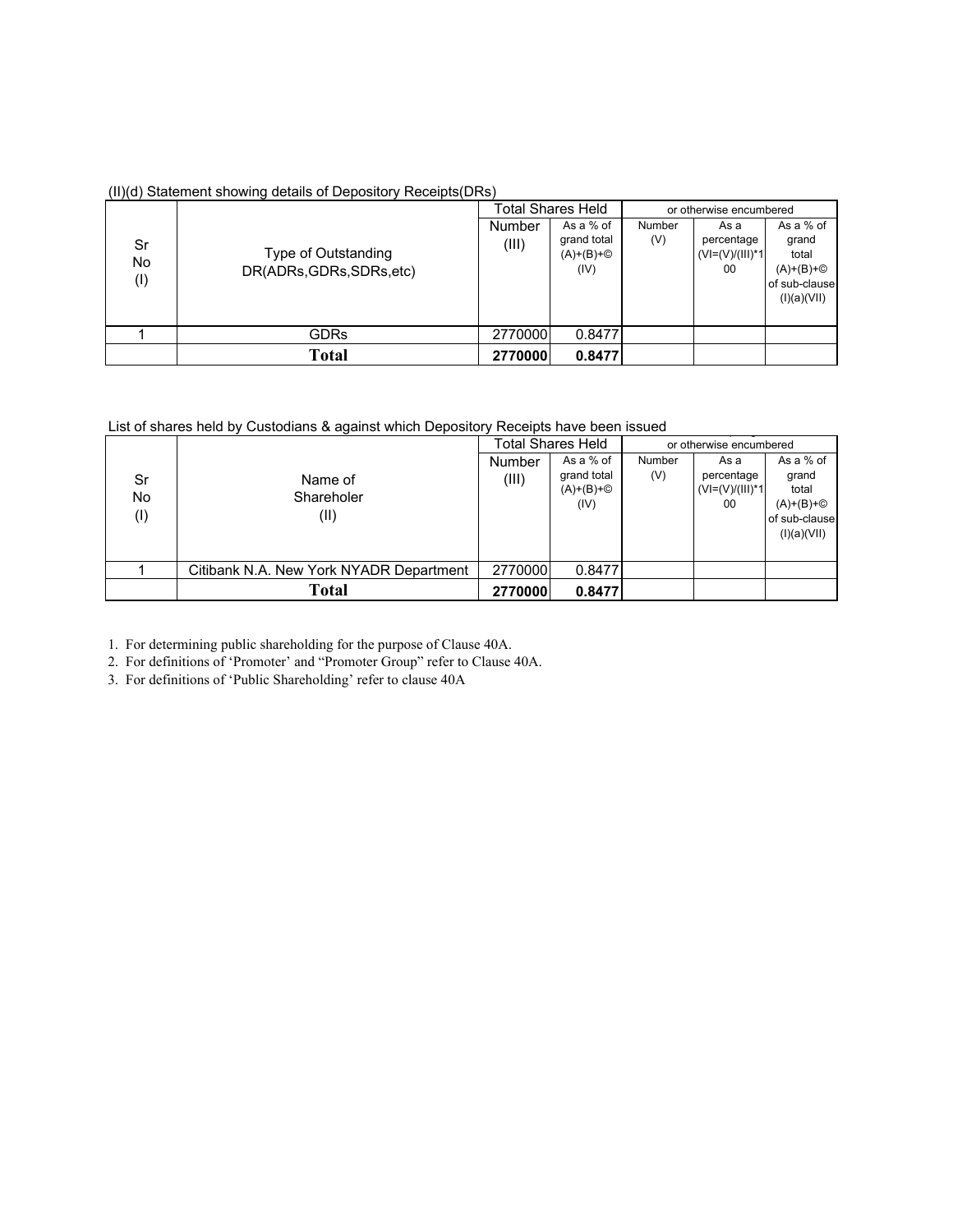(II)(d) Statement showing details of Depository Receipts(DRs)

| Sr No (I) | Type of Outstanding DR(ADRs,GDRs,SDRs,etc) | Total Shares Held | | or otherwise encumbered | | |
|---|---|---|---|---|---|---|
| | | Number (III) | As a % of grand total (A)+(B)+© (IV) | Number (V) | As a percentage (VI=(V)/(III)*100 | As a % of grand total (A)+(B)+© of sub-clause (I)(a)(VII) |
| 1 | GDRs | 2770000 | 0.8477 | | | |
| | **Total** | **2770000** | **0.8477** | | | |

List of shares held by Custodians & against which Depository Receipts have been issued

| Sr No (I) | Name of Shareholer (II) | Total Shares Held | | or otherwise encumbered | | |
|---|---|---|---|---|---|---|
| | | Number (III) | As a % of grand total (A)+(B)+© (IV) | Number (V) | As a percentage (VI=(V)/(III)*100 | As a % of grand total (A)+(B)+© of sub-clause (I)(a)(VII) |
| 1 | Citibank N.A. New York NYADR Department | 2770000 | 0.8477 | | | |
| | **Total** | **2770000** | **0.8477** | | | |

1. For determining public shareholding for the purpose of Clause 40A.
2. For definitions of 'Promoter' and "Promoter Group" refer to Clause 40A.
3. For definitions of 'Public Shareholding' refer to clause 40A